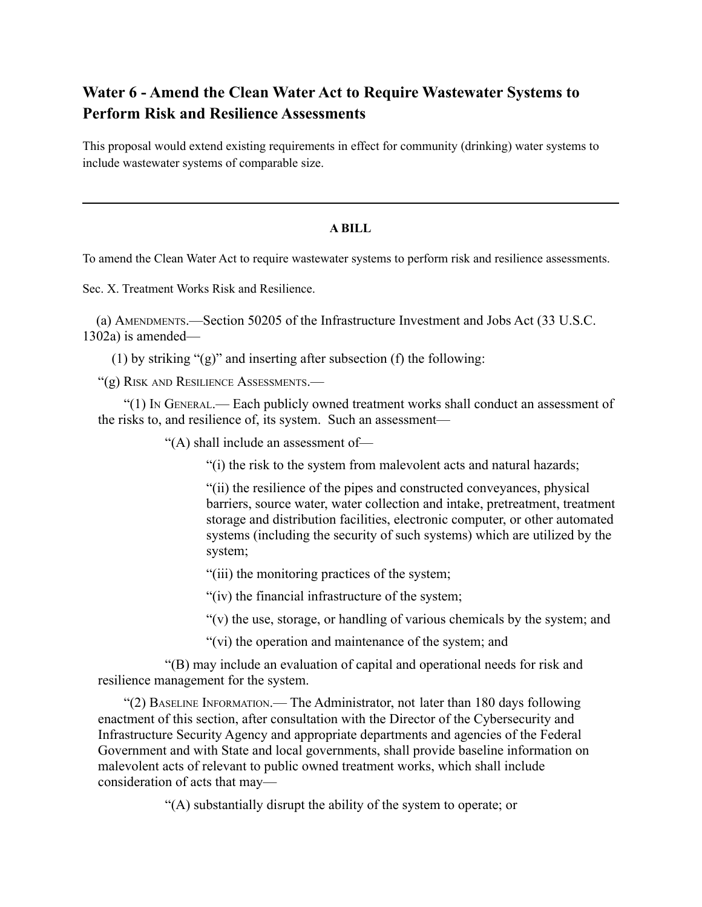## Water 6 - Amend the Clean Water Act to Require Wastewater Systems to Perform Risk and Resilience Assessments

This proposal would extend existing requirements in effect for community (drinking) water systems to include wastewater systems of comparable size.

---

**A BILL**

To amend the Clean Water Act to require wastewater systems to perform risk and resilience assessments.

Sec. X. Treatment Works Risk and Resilience.

(a) AMENDMENTS.—Section 50205 of the Infrastructure Investment and Jobs Act (33 U.S.C. 1302a) is amended—

(1) by striking "(g)" and inserting after subsection (f) the following:

"(g) RISK AND RESILIENCE ASSESSMENTS.—

"(1) IN GENERAL.— Each publicly owned treatment works shall conduct an assessment of the risks to, and resilience of, its system. Such an assessment—

"(A) shall include an assessment of—

"(i) the risk to the system from malevolent acts and natural hazards;

"(ii) the resilience of the pipes and constructed conveyances, physical barriers, source water, water collection and intake, pretreatment, treatment storage and distribution facilities, electronic computer, or other automated systems (including the security of such systems) which are utilized by the system;

"(iii) the monitoring practices of the system;

"(iv) the financial infrastructure of the system;

"(v) the use, storage, or handling of various chemicals by the system; and

"(vi) the operation and maintenance of the system; and

"(B) may include an evaluation of capital and operational needs for risk and resilience management for the system.

"(2) BASELINE INFORMATION.— The Administrator, not later than 180 days following enactment of this section, after consultation with the Director of the Cybersecurity and Infrastructure Security Agency and appropriate departments and agencies of the Federal Government and with State and local governments, shall provide baseline information on malevolent acts of relevant to public owned treatment works, which shall include consideration of acts that may—

"(A) substantially disrupt the ability of the system to operate; or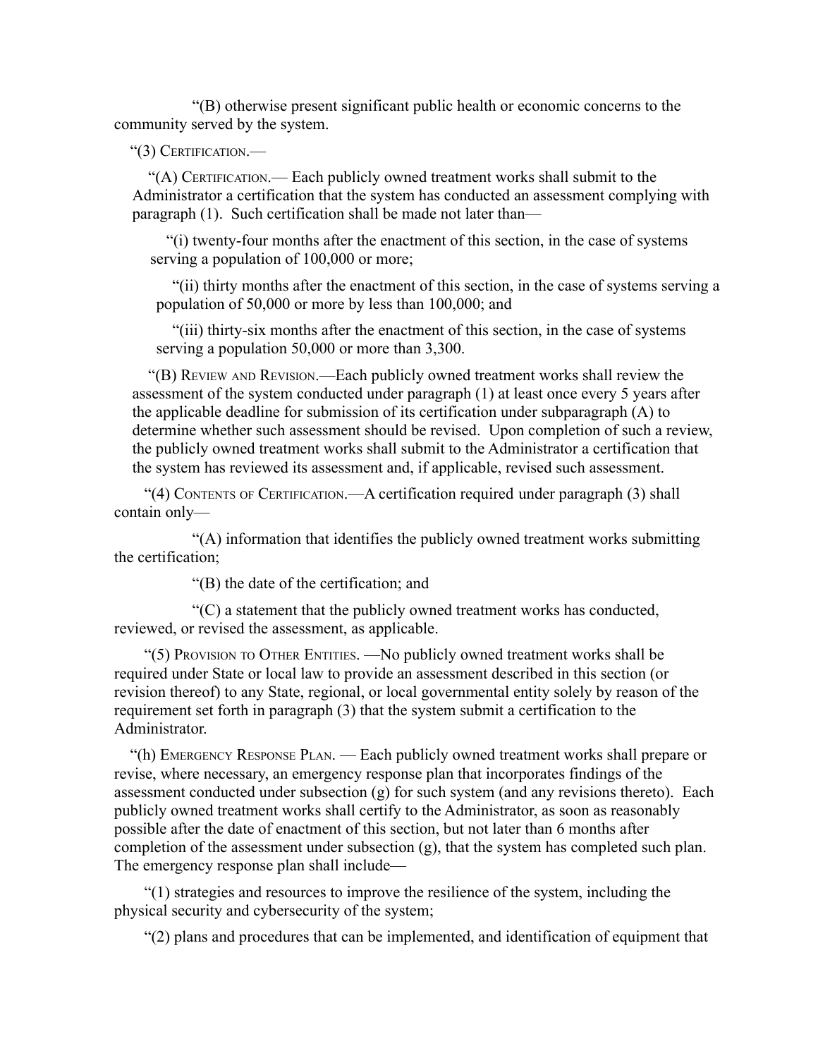"(B) otherwise present significant public health or economic concerns to the community served by the system.

"(3) CERTIFICATION.—

"(A) CERTIFICATION.— Each publicly owned treatment works shall submit to the Administrator a certification that the system has conducted an assessment complying with paragraph (1). Such certification shall be made not later than—

"(i) twenty-four months after the enactment of this section, in the case of systems serving a population of 100,000 or more;

"(ii) thirty months after the enactment of this section, in the case of systems serving a population of 50,000 or more by less than 100,000; and

"(iii) thirty-six months after the enactment of this section, in the case of systems serving a population 50,000 or more than 3,300.

"(B) REVIEW AND REVISION.—Each publicly owned treatment works shall review the assessment of the system conducted under paragraph (1) at least once every 5 years after the applicable deadline for submission of its certification under subparagraph (A) to determine whether such assessment should be revised. Upon completion of such a review, the publicly owned treatment works shall submit to the Administrator a certification that the system has reviewed its assessment and, if applicable, revised such assessment.

"(4) CONTENTS OF CERTIFICATION.—A certification required under paragraph (3) shall contain only—

"(A) information that identifies the publicly owned treatment works submitting the certification;

"(B) the date of the certification; and

"(C) a statement that the publicly owned treatment works has conducted, reviewed, or revised the assessment, as applicable.

"(5) PROVISION TO OTHER ENTITIES. —No publicly owned treatment works shall be required under State or local law to provide an assessment described in this section (or revision thereof) to any State, regional, or local governmental entity solely by reason of the requirement set forth in paragraph (3) that the system submit a certification to the Administrator.

"(h) EMERGENCY RESPONSE PLAN. — Each publicly owned treatment works shall prepare or revise, where necessary, an emergency response plan that incorporates findings of the assessment conducted under subsection (g) for such system (and any revisions thereto). Each publicly owned treatment works shall certify to the Administrator, as soon as reasonably possible after the date of enactment of this section, but not later than 6 months after completion of the assessment under subsection (g), that the system has completed such plan. The emergency response plan shall include—

"(1) strategies and resources to improve the resilience of the system, including the physical security and cybersecurity of the system;

"(2) plans and procedures that can be implemented, and identification of equipment that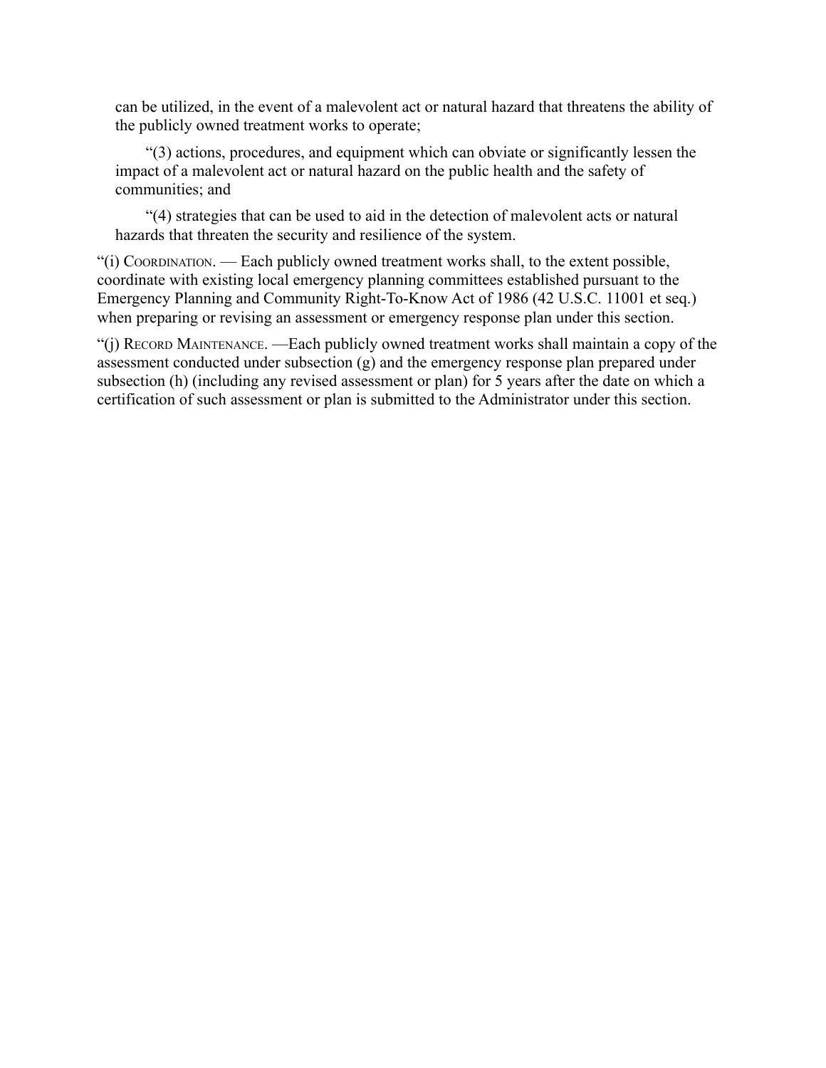can be utilized, in the event of a malevolent act or natural hazard that threatens the ability of the publicly owned treatment works to operate;

“(3) actions, procedures, and equipment which can obviate or significantly lessen the impact of a malevolent act or natural hazard on the public health and the safety of communities; and

“(4) strategies that can be used to aid in the detection of malevolent acts or natural hazards that threaten the security and resilience of the system.

“(i) Coordination. — Each publicly owned treatment works shall, to the extent possible, coordinate with existing local emergency planning committees established pursuant to the Emergency Planning and Community Right-To-Know Act of 1986 (42 U.S.C. 11001 et seq.) when preparing or revising an assessment or emergency response plan under this section.

“(j) Record Maintenance. —Each publicly owned treatment works shall maintain a copy of the assessment conducted under subsection (g) and the emergency response plan prepared under subsection (h) (including any revised assessment or plan) for 5 years after the date on which a certification of such assessment or plan is submitted to the Administrator under this section.